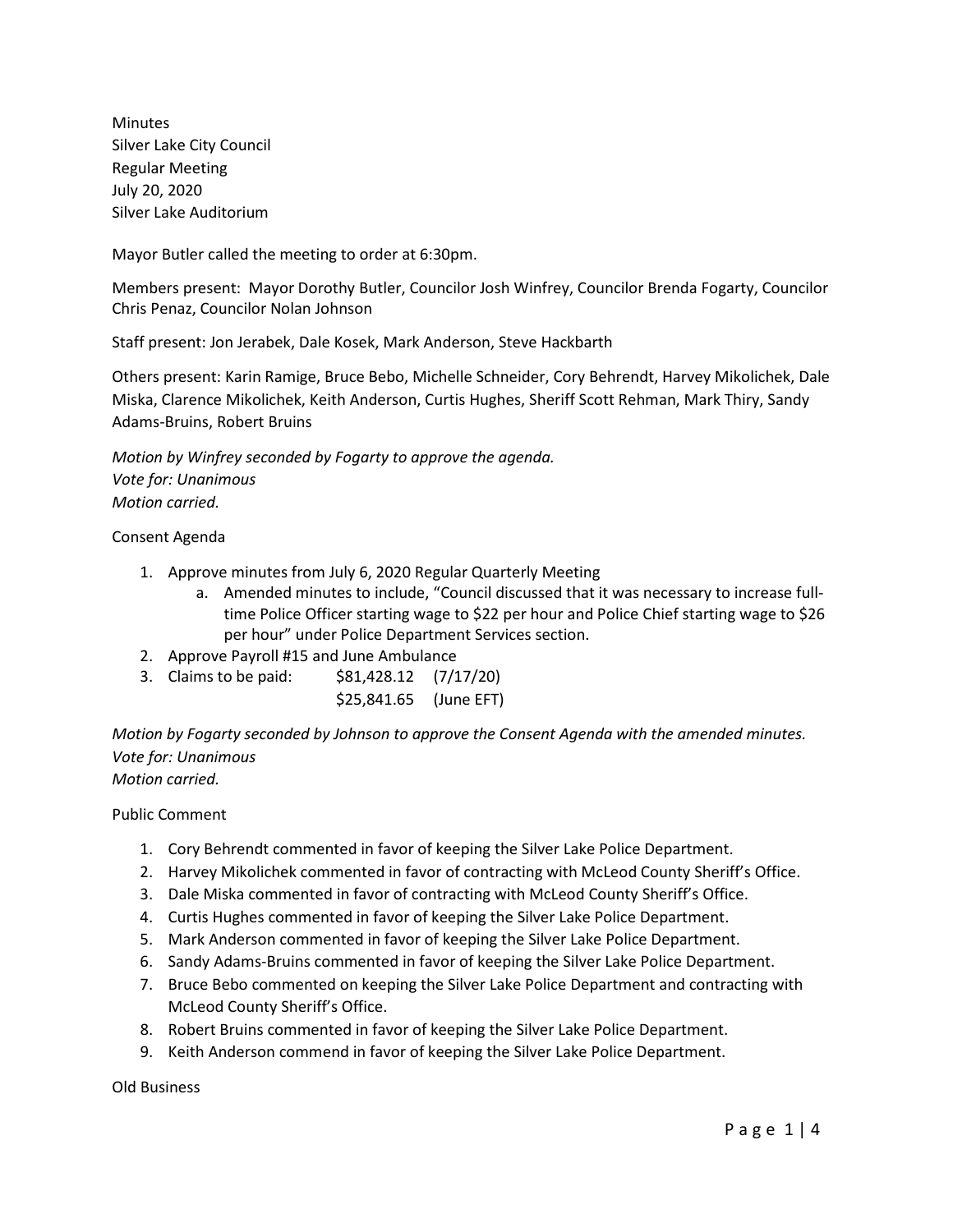Minutes
Silver Lake City Council
Regular Meeting
July 20, 2020
Silver Lake Auditorium

Mayor Butler called the meeting to order at 6:30pm.

Members present: Mayor Dorothy Butler, Councilor Josh Winfrey, Councilor Brenda Fogarty, Councilor Chris Penaz, Councilor Nolan Johnson

Staff present: Jon Jerabek, Dale Kosek, Mark Anderson, Steve Hackbarth

Others present: Karin Ramige, Bruce Bebo, Michelle Schneider, Cory Behrendt, Harvey Mikolichek, Dale Miska, Clarence Mikolichek, Keith Anderson, Curtis Hughes, Sheriff Scott Rehman, Mark Thiry, Sandy Adams-Bruins, Robert Bruins

*Motion by Winfrey seconded by Fogarty to approve the agenda.*
*Vote for: Unanimous*
*Motion carried.*

Consent Agenda

1. Approve minutes from July 6, 2020 Regular Quarterly Meeting
   a. Amended minutes to include, "Council discussed that it was necessary to increase full-time Police Officer starting wage to $22 per hour and Police Chief starting wage to $26 per hour" under Police Department Services section.
2. Approve Payroll #15 and June Ambulance
3. Claims to be paid: $81,428.12 (7/17/20)
   $25,841.65 (June EFT)

*Motion by Fogarty seconded by Johnson to approve the Consent Agenda with the amended minutes.*
*Vote for: Unanimous*
*Motion carried.*

Public Comment

1. Cory Behrendt commented in favor of keeping the Silver Lake Police Department.
2. Harvey Mikolichek commented in favor of contracting with McLeod County Sheriff's Office.
3. Dale Miska commented in favor of contracting with McLeod County Sheriff's Office.
4. Curtis Hughes commented in favor of keeping the Silver Lake Police Department.
5. Mark Anderson commented in favor of keeping the Silver Lake Police Department.
6. Sandy Adams-Bruins commented in favor of keeping the Silver Lake Police Department.
7. Bruce Bebo commented on keeping the Silver Lake Police Department and contracting with McLeod County Sheriff's Office.
8. Robert Bruins commented in favor of keeping the Silver Lake Police Department.
9. Keith Anderson commend in favor of keeping the Silver Lake Police Department.

Old Business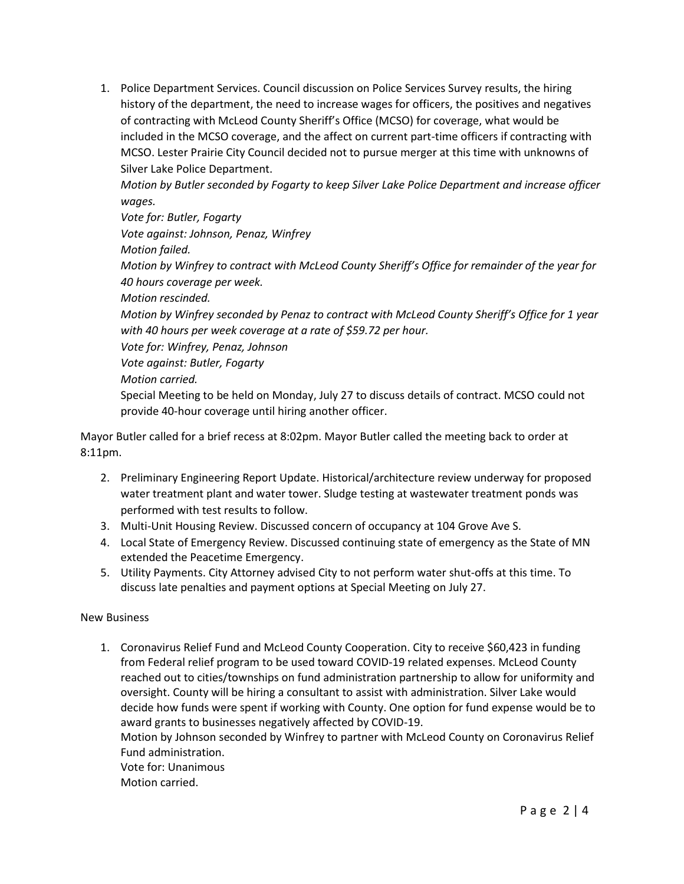1. Police Department Services. Council discussion on Police Services Survey results, the hiring history of the department, the need to increase wages for officers, the positives and negatives of contracting with McLeod County Sheriff's Office (MCSO) for coverage, what would be included in the MCSO coverage, and the affect on current part-time officers if contracting with MCSO. Lester Prairie City Council decided not to pursue merger at this time with unknowns of Silver Lake Police Department.
   *Motion by Butler seconded by Fogarty to keep Silver Lake Police Department and increase officer wages.*
   *Vote for: Butler, Fogarty*
   *Vote against: Johnson, Penaz, Winfrey*
   *Motion failed.*
   *Motion by Winfrey to contract with McLeod County Sheriff's Office for remainder of the year for 40 hours coverage per week.*
   *Motion rescinded.*
   *Motion by Winfrey seconded by Penaz to contract with McLeod County Sheriff's Office for 1 year with 40 hours per week coverage at a rate of $59.72 per hour.*
   *Vote for: Winfrey, Penaz, Johnson*
   *Vote against: Butler, Fogarty*
   *Motion carried.*
   Special Meeting to be held on Monday, July 27 to discuss details of contract. MCSO could not provide 40-hour coverage until hiring another officer.

Mayor Butler called for a brief recess at 8:02pm. Mayor Butler called the meeting back to order at 8:11pm.

2. Preliminary Engineering Report Update. Historical/architecture review underway for proposed water treatment plant and water tower. Sludge testing at wastewater treatment ponds was performed with test results to follow.
3. Multi-Unit Housing Review. Discussed concern of occupancy at 104 Grove Ave S.
4. Local State of Emergency Review. Discussed continuing state of emergency as the State of MN extended the Peacetime Emergency.
5. Utility Payments. City Attorney advised City to not perform water shut-offs at this time. To discuss late penalties and payment options at Special Meeting on July 27.

New Business

1. Coronavirus Relief Fund and McLeod County Cooperation. City to receive $60,423 in funding from Federal relief program to be used toward COVID-19 related expenses. McLeod County reached out to cities/townships on fund administration partnership to allow for uniformity and oversight. County will be hiring a consultant to assist with administration. Silver Lake would decide how funds were spent if working with County. One option for fund expense would be to award grants to businesses negatively affected by COVID-19.
   Motion by Johnson seconded by Winfrey to partner with McLeod County on Coronavirus Relief Fund administration.
   Vote for: Unanimous
   Motion carried.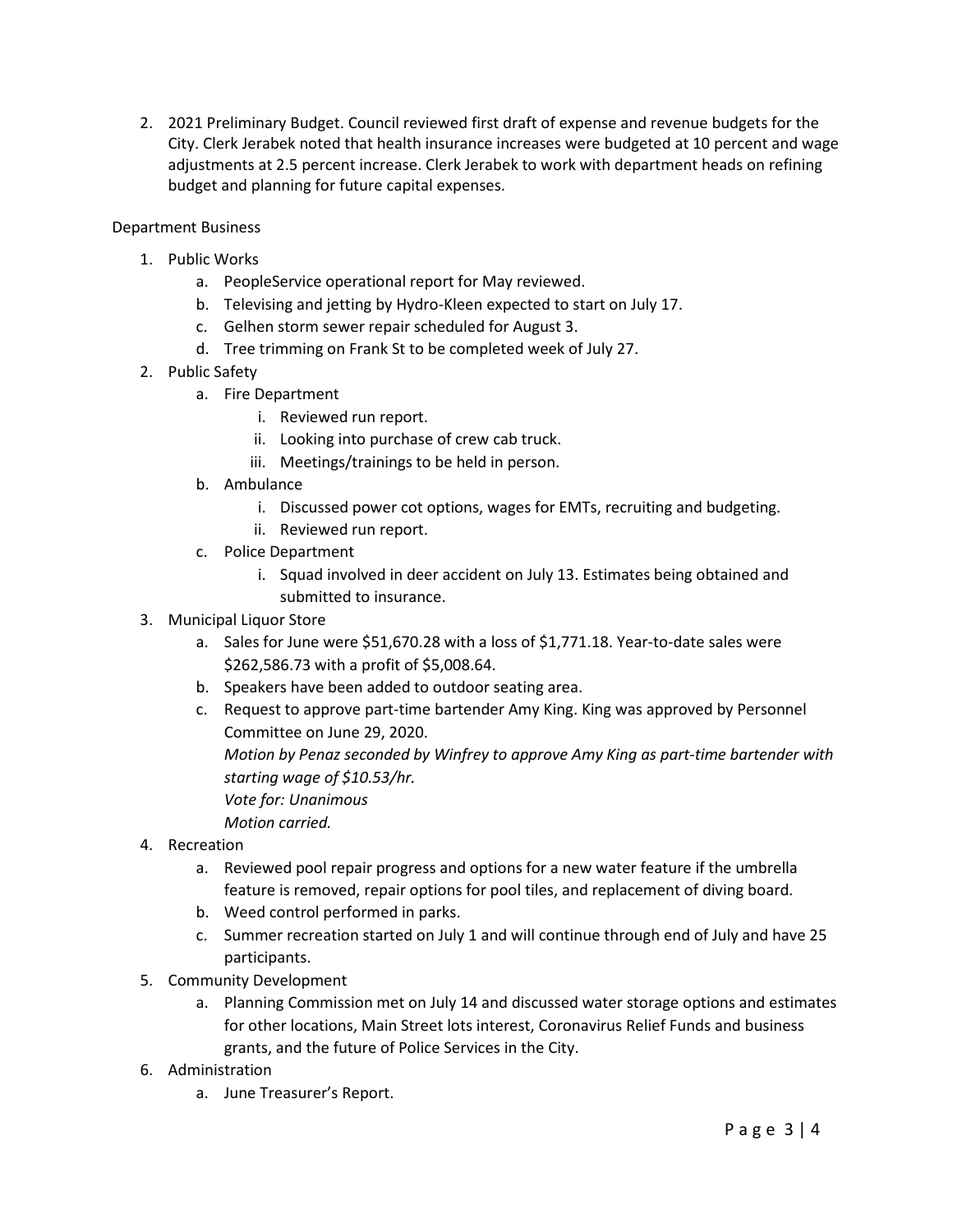2. 2021 Preliminary Budget. Council reviewed first draft of expense and revenue budgets for the City. Clerk Jerabek noted that health insurance increases were budgeted at 10 percent and wage adjustments at 2.5 percent increase. Clerk Jerabek to work with department heads on refining budget and planning for future capital expenses.

Department Business

1. Public Works
   a. PeopleService operational report for May reviewed.
   b. Televising and jetting by Hydro-Kleen expected to start on July 17.
   c. Gelhen storm sewer repair scheduled for August 3.
   d. Tree trimming on Frank St to be completed week of July 27.
2. Public Safety
   a. Fire Department
      i. Reviewed run report.
      ii. Looking into purchase of crew cab truck.
      iii. Meetings/trainings to be held in person.
   b. Ambulance
      i. Discussed power cot options, wages for EMTs, recruiting and budgeting.
      ii. Reviewed run report.
   c. Police Department
      i. Squad involved in deer accident on July 13. Estimates being obtained and submitted to insurance.
3. Municipal Liquor Store
   a. Sales for June were $51,670.28 with a loss of $1,771.18. Year-to-date sales were $262,586.73 with a profit of $5,008.64.
   b. Speakers have been added to outdoor seating area.
   c. Request to approve part-time bartender Amy King. King was approved by Personnel Committee on June 29, 2020.
      *Motion by Penaz seconded by Winfrey to approve Amy King as part-time bartender with starting wage of $10.53/hr.*
      *Vote for: Unanimous*
      *Motion carried.*
4. Recreation
   a. Reviewed pool repair progress and options for a new water feature if the umbrella feature is removed, repair options for pool tiles, and replacement of diving board.
   b. Weed control performed in parks.
   c. Summer recreation started on July 1 and will continue through end of July and have 25 participants.
5. Community Development
   a. Planning Commission met on July 14 and discussed water storage options and estimates for other locations, Main Street lots interest, Coronavirus Relief Funds and business grants, and the future of Police Services in the City.
6. Administration
   a. June Treasurer's Report.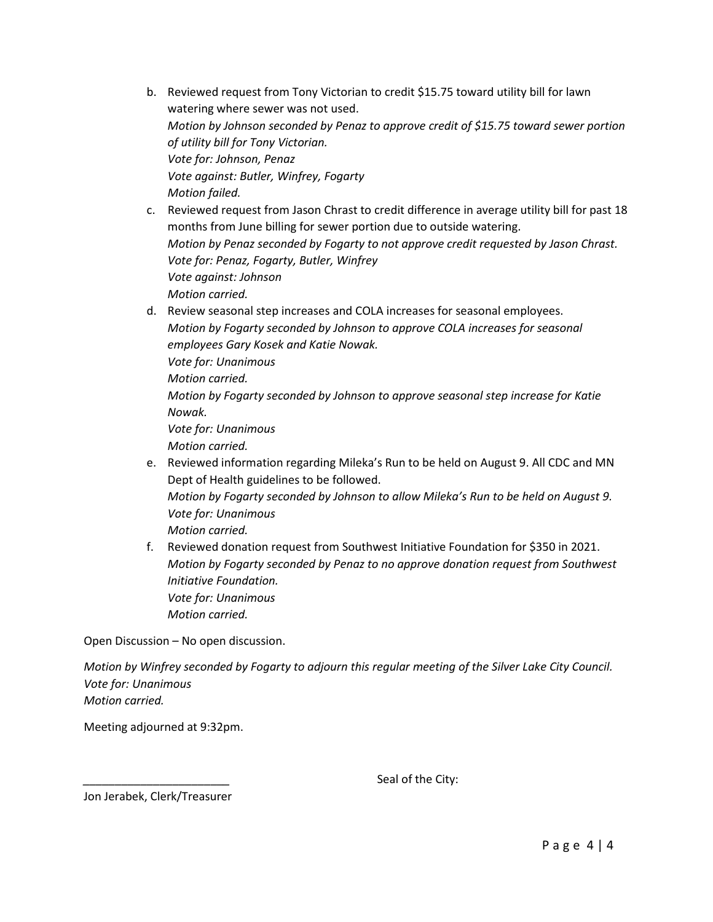b. Reviewed request from Tony Victorian to credit $15.75 toward utility bill for lawn watering where sewer was not used.
   *Motion by Johnson seconded by Penaz to approve credit of $15.75 toward sewer portion of utility bill for Tony Victorian.*
   *Vote for: Johnson, Penaz*
   *Vote against: Butler, Winfrey, Fogarty*
   *Motion failed.*
c. Reviewed request from Jason Chrast to credit difference in average utility bill for past 18 months from June billing for sewer portion due to outside watering.
   *Motion by Penaz seconded by Fogarty to not approve credit requested by Jason Chrast.*
   *Vote for: Penaz, Fogarty, Butler, Winfrey*
   *Vote against: Johnson*
   *Motion carried.*
d. Review seasonal step increases and COLA increases for seasonal employees.
   *Motion by Fogarty seconded by Johnson to approve COLA increases for seasonal employees Gary Kosek and Katie Nowak.*
   *Vote for: Unanimous*
   *Motion carried.*
   *Motion by Fogarty seconded by Johnson to approve seasonal step increase for Katie Nowak.*
   *Vote for: Unanimous*
   *Motion carried.*
e. Reviewed information regarding Mileka's Run to be held on August 9. All CDC and MN Dept of Health guidelines to be followed.
   *Motion by Fogarty seconded by Johnson to allow Mileka's Run to be held on August 9.*
   *Vote for: Unanimous*
   *Motion carried.*
f. Reviewed donation request from Southwest Initiative Foundation for $350 in 2021.
   *Motion by Fogarty seconded by Penaz to no approve donation request from Southwest Initiative Foundation.*
   *Vote for: Unanimous*
   *Motion carried.*

Open Discussion – No open discussion.

*Motion by Winfrey seconded by Fogarty to adjourn this regular meeting of the Silver Lake City Council.*
*Vote for: Unanimous*
*Motion carried.*

Meeting adjourned at 9:32pm.

_______________________ Seal of the City:

Jon Jerabek, Clerk/Treasurer